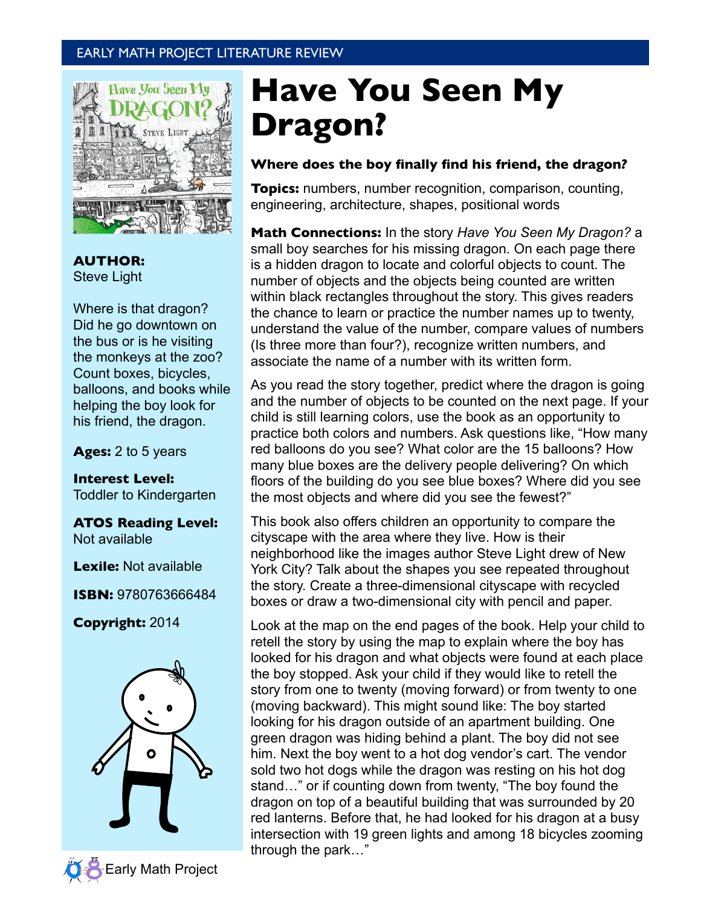EARLY MATH PROJECT LITERATURE REVIEW

# Have You Seen My Dragon?

**AUTHOR:**
Steve Light

Where is that dragon? Did he go downtown on the bus or is he visiting the monkeys at the zoo? Count boxes, bicycles, balloons, and books while helping the boy look for his friend, the dragon.

**Ages:** 2 to 5 years

**Interest Level:**
Toddler to Kindergarten

**ATOS Reading Level:**
Not available

**Lexile:** Not available

**ISBN:** 9780763666484

**Copyright:** 2014

### Where does the boy finally find his friend, the dragon?

**Topics:** numbers, number recognition, comparison, counting, engineering, architecture, shapes, positional words

**Math Connections:** In the story *Have You Seen My Dragon?* a small boy searches for his missing dragon. On each page there is a hidden dragon to locate and colorful objects to count. The number of objects and the objects being counted are written within black rectangles throughout the story. This gives readers the chance to learn or practice the number names up to twenty, understand the value of the number, compare values of numbers (Is three more than four?), recognize written numbers, and associate the name of a number with its written form.

As you read the story together, predict where the dragon is going and the number of objects to be counted on the next page. If your child is still learning colors, use the book as an opportunity to practice both colors and numbers. Ask questions like, "How many red balloons do you see? What color are the 15 balloons? How many blue boxes are the delivery people delivering? On which floors of the building do you see blue boxes? Where did you see the most objects and where did you see the fewest?"

This book also offers children an opportunity to compare the cityscape with the area where they live. How is their neighborhood like the images author Steve Light drew of New York City? Talk about the shapes you see repeated throughout the story. Create a three-dimensional cityscape with recycled boxes or draw a two-dimensional city with pencil and paper.

Look at the map on the end pages of the book. Help your child to retell the story by using the map to explain where the boy has looked for his dragon and what objects were found at each place the boy stopped. Ask your child if they would like to retell the story from one to twenty (moving forward) or from twenty to one (moving backward). This might sound like: The boy started looking for his dragon outside of an apartment building. One green dragon was hiding behind a plant. The boy did not see him. Next the boy went to a hot dog vendor's cart. The vendor sold two hot dogs while the dragon was resting on his hot dog stand…" or if counting down from twenty, "The boy found the dragon on top of a beautiful building that was surrounded by 20 red lanterns. Before that, he had looked for his dragon at a busy intersection with 19 green lights and among 18 bicycles zooming through the park…"

Early Math Project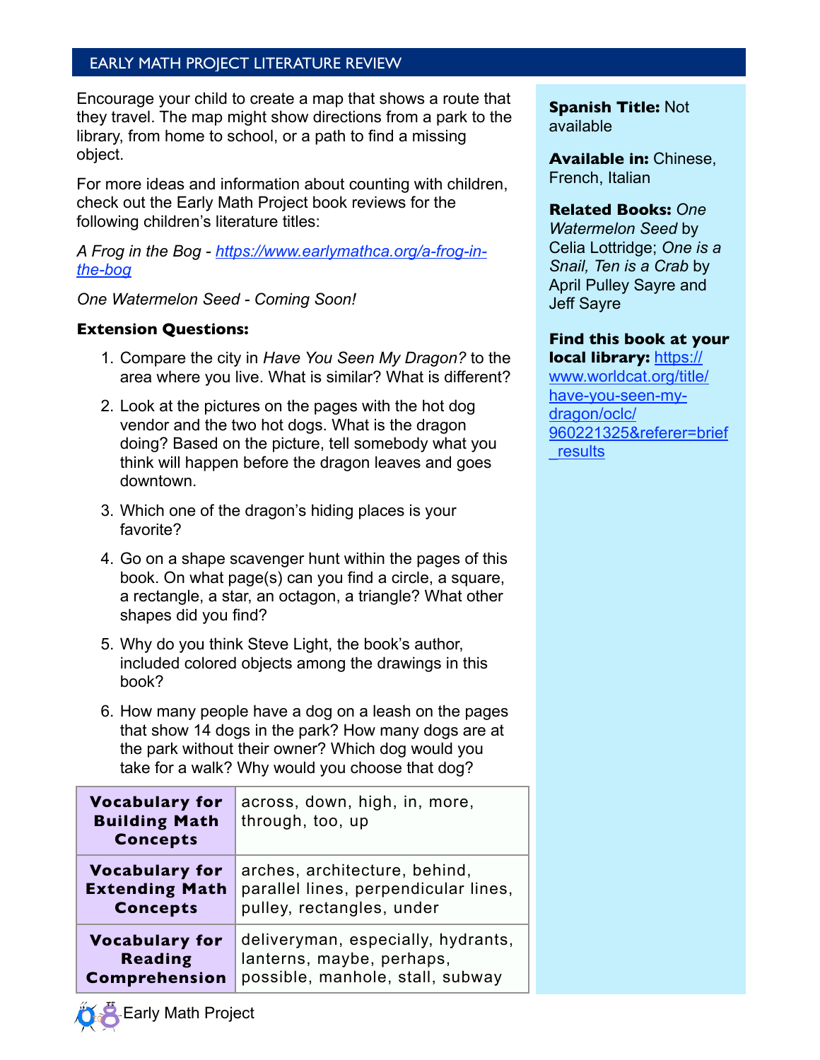Encourage your child to create a map that shows a route that they travel. The map might show directions from a park to the library, from home to school, or a path to find a missing object.

For more ideas and information about counting with children, check out the Early Math Project book reviews for the following children's literature titles:

*A Frog in the Bog* - https://www.earlymathca.org/a-frog-in-the-bog

*One Watermelon Seed* - Coming Soon!

**Extension Questions:**

1. Compare the city in *Have You Seen My Dragon?* to the area where you live. What is similar? What is different?
2. Look at the pictures on the pages with the hot dog vendor and the two hot dogs. What is the dragon doing? Based on the picture, tell somebody what you think will happen before the dragon leaves and goes downtown.
3. Which one of the dragon's hiding places is your favorite?
4. Go on a shape scavenger hunt within the pages of this book. On what page(s) can you find a circle, a square, a rectangle, a star, an octagon, a triangle? What other shapes did you find?
5. Why do you think Steve Light, the book's author, included colored objects among the drawings in this book?
6. How many people have a dog on a leash on the pages that show 14 dogs in the park? How many dogs are at the park without their owner? Which dog would you take for a walk? Why would you choose that dog?

| | |
|---|---|
| **Vocabulary for Building Math Concepts** | across, down, high, in, more, through, too, up |
| **Vocabulary for Extending Math Concepts** | arches, architecture, behind, parallel lines, perpendicular lines, pulley, rectangles, under |
| **Vocabulary for Reading Comprehension** | deliveryman, especially, hydrants, lanterns, maybe, perhaps, possible, manhole, stall, subway |

**Spanish Title:** Not available

**Available in:** Chinese, French, Italian

**Related Books:** *One Watermelon Seed* by Celia Lottridge; *One is a Snail, Ten is a Crab* by April Pulley Sayre and Jeff Sayre

**Find this book at your local library:** https://www.worldcat.org/title/have-you-seen-my-dragon/oclc/960221325&referer=brief_results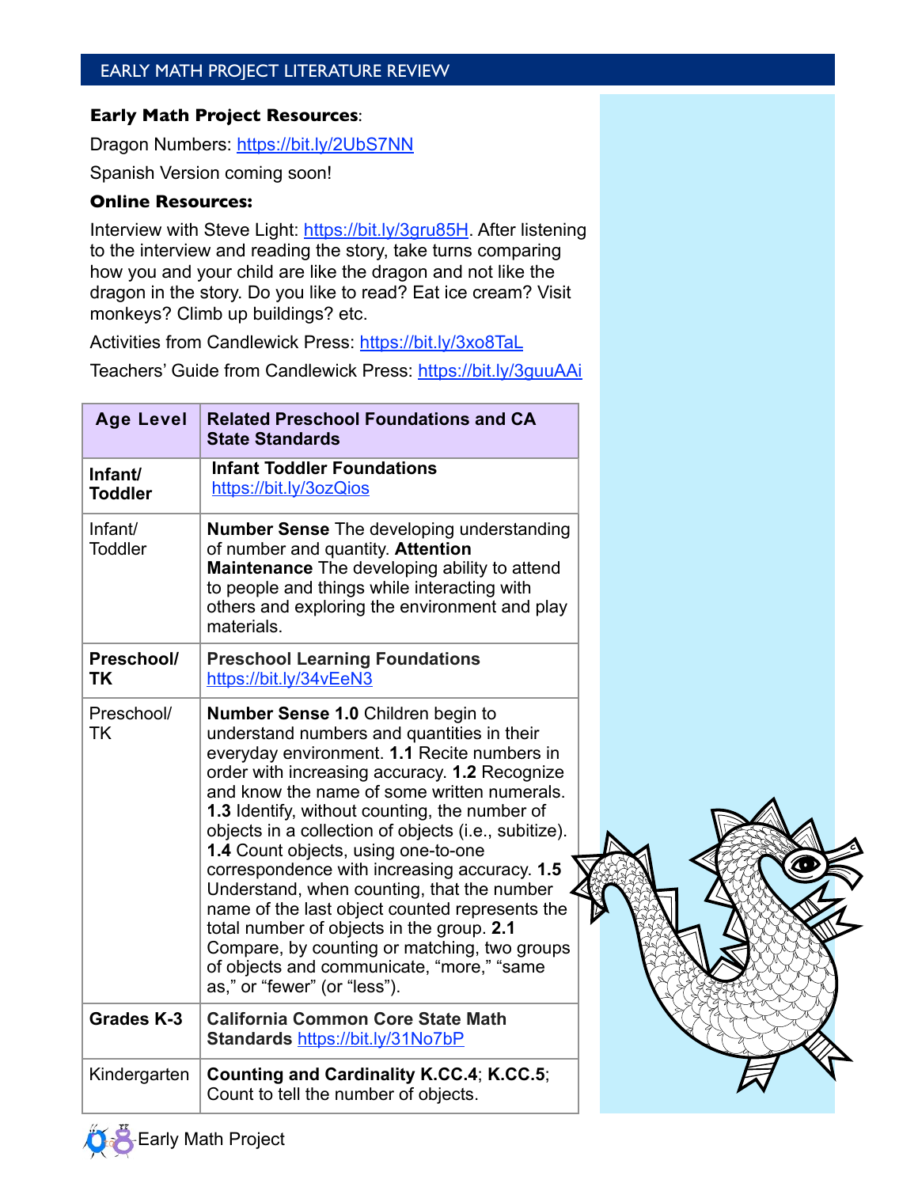**Early Math Project Resources**:

Dragon Numbers: https://bit.ly/2UbS7NN

Spanish Version coming soon!

**Online Resources:**

Interview with Steve Light: https://bit.ly/3gru85H. After listening to the interview and reading the story, take turns comparing how you and your child are like the dragon and not like the dragon in the story. Do you like to read? Eat ice cream? Visit monkeys? Climb up buildings? etc.

Activities from Candlewick Press: https://bit.ly/3xo8TaL

Teachers' Guide from Candlewick Press: https://bit.ly/3guuAAi

| Age Level | Related Preschool Foundations and CA State Standards |
|---|---|
| **Infant/ Toddler** | **Infant Toddler Foundations** https://bit.ly/3ozQios |
| Infant/ Toddler | **Number Sense** The developing understanding of number and quantity. **Attention Maintenance** The developing ability to attend to people and things while interacting with others and exploring the environment and play materials. |
| **Preschool/ TK** | **Preschool Learning Foundations** https://bit.ly/34vEeN3 |
| Preschool/ TK | **Number Sense 1.0** Children begin to understand numbers and quantities in their everyday environment. **1.1** Recite numbers in order with increasing accuracy. **1.2** Recognize and know the name of some written numerals. **1.3** Identify, without counting, the number of objects in a collection of objects (i.e., subitize). **1.4** Count objects, using one-to-one correspondence with increasing accuracy. **1.5** Understand, when counting, that the number name of the last object counted represents the total number of objects in the group. **2.1** Compare, by counting or matching, two groups of objects and communicate, "more," "same as," or "fewer" (or "less"). |
| **Grades K-3** | **California Common Core State Math Standards** https://bit.ly/31No7bP |
| Kindergarten | **Counting and Cardinality K.CC.4**; **K.CC.5**; Count to tell the number of objects. |